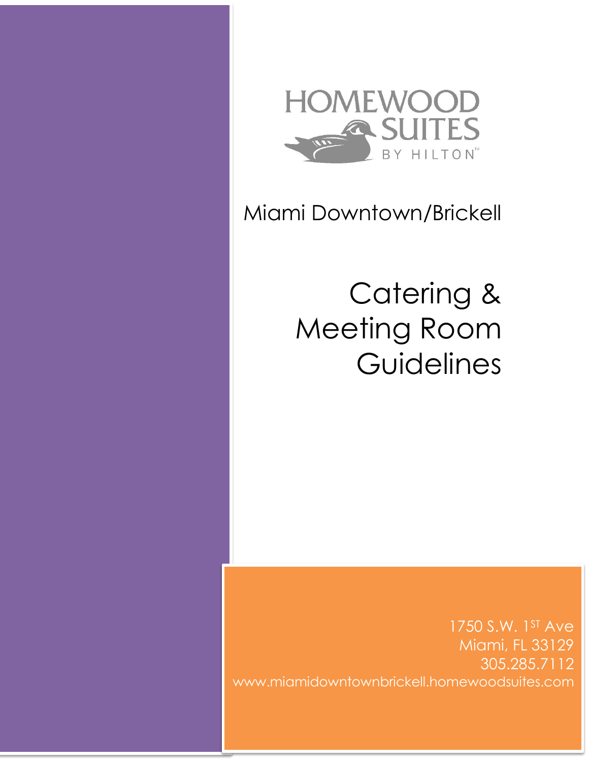HOMEWOOD SUITES BY HILTON™

Miami Downtown/Brickell

# Catering & Meeting Room Guidelines

1750 S.W. 1ST Ave
Miami, FL 33129
305.285.7112
www.miamidowntownbrickell.homewoodsuites.com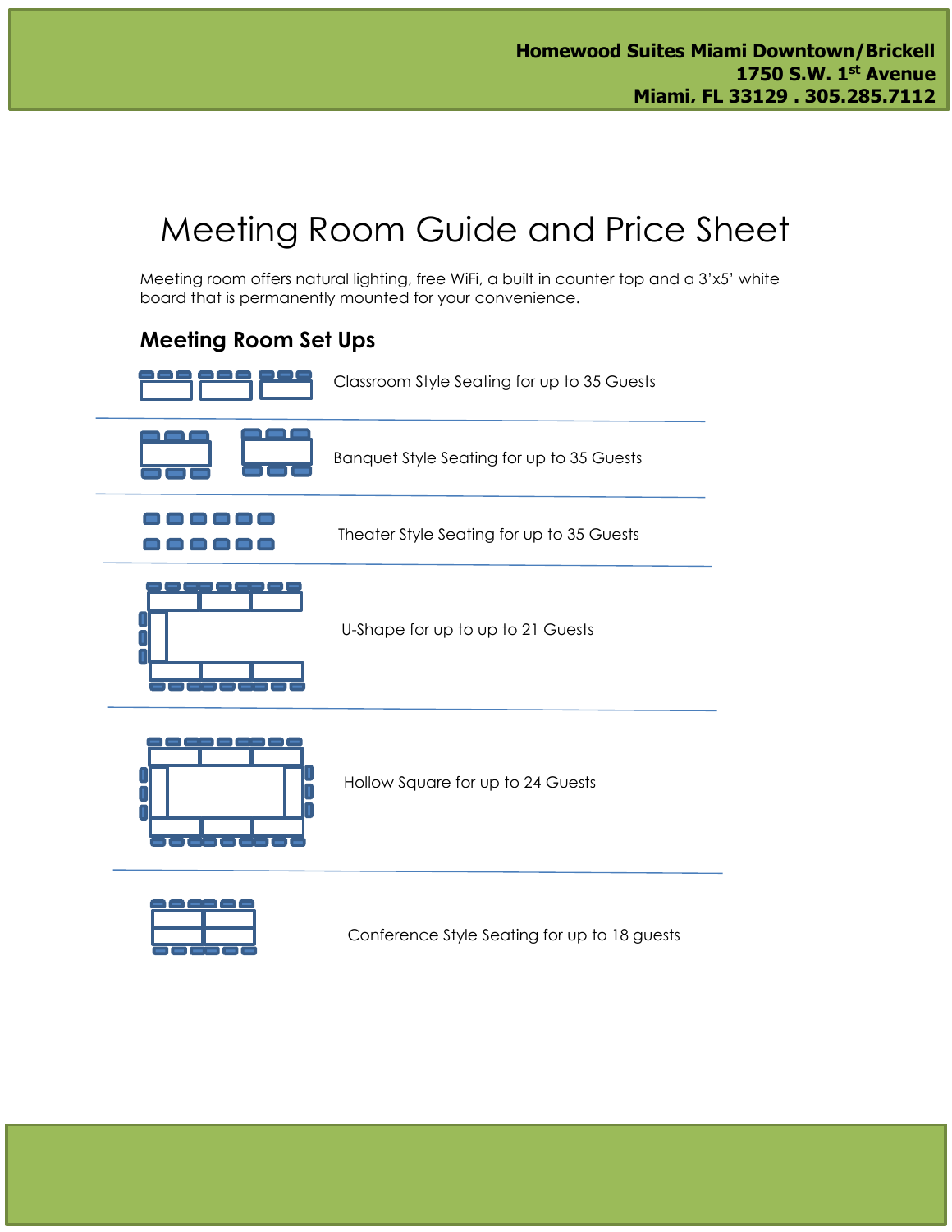# Meeting Room Guide and Price Sheet

Meeting room offers natural lighting, free WiFi, a built in counter top and a 3'x5' white board that is permanently mounted for your convenience.

## Meeting Room Set Ups

Classroom Style Seating for up to 35 Guests

---

Banquet Style Seating for up to 35 Guests

---

Theater Style Seating for up to 35 Guests

---

U-Shape for up to up to 21 Guests

---

Hollow Square for up to 24 Guests

---

Conference Style Seating for up to 18 guests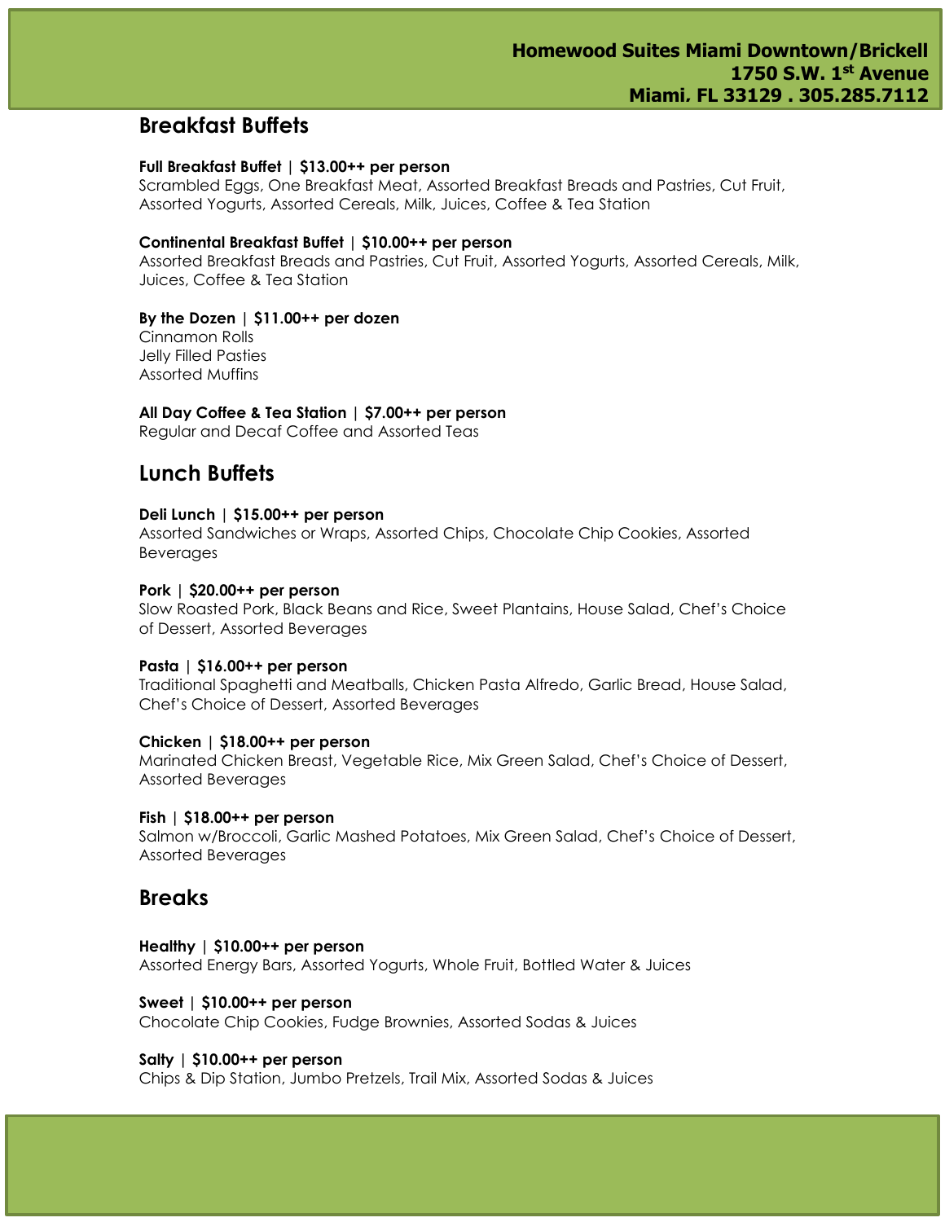**Homewood Suites Miami Downtown/Brickell**
**1750 S.W. 1st Avenue**
**Miami. FL 33129 . 305.285.7112**

## Breakfast Buffets

**Full Breakfast Buffet | $13.00++ per person**
Scrambled Eggs, One Breakfast Meat, Assorted Breakfast Breads and Pastries, Cut Fruit, Assorted Yogurts, Assorted Cereals, Milk, Juices, Coffee & Tea Station

**Continental Breakfast Buffet | $10.00++ per person**
Assorted Breakfast Breads and Pastries, Cut Fruit, Assorted Yogurts, Assorted Cereals, Milk, Juices, Coffee & Tea Station

**By the Dozen | $11.00++ per dozen**
Cinnamon Rolls
Jelly Filled Pasties
Assorted Muffins

**All Day Coffee & Tea Station | $7.00++ per person**
Regular and Decaf Coffee and Assorted Teas

## Lunch Buffets

**Deli Lunch | $15.00++ per person**
Assorted Sandwiches or Wraps, Assorted Chips, Chocolate Chip Cookies, Assorted Beverages

**Pork | $20.00++ per person**
Slow Roasted Pork, Black Beans and Rice, Sweet Plantains, House Salad, Chef's Choice of Dessert, Assorted Beverages

**Pasta | $16.00++ per person**
Traditional Spaghetti and Meatballs, Chicken Pasta Alfredo, Garlic Bread, House Salad, Chef's Choice of Dessert, Assorted Beverages

**Chicken | $18.00++ per person**
Marinated Chicken Breast, Vegetable Rice, Mix Green Salad, Chef's Choice of Dessert, Assorted Beverages

**Fish | $18.00++ per person**
Salmon w/Broccoli, Garlic Mashed Potatoes, Mix Green Salad, Chef's Choice of Dessert, Assorted Beverages

## Breaks

**Healthy | $10.00++ per person**
Assorted Energy Bars, Assorted Yogurts, Whole Fruit, Bottled Water & Juices

**Sweet | $10.00++ per person**
Chocolate Chip Cookies, Fudge Brownies, Assorted Sodas & Juices

**Salty | $10.00++ per person**
Chips & Dip Station, Jumbo Pretzels, Trail Mix, Assorted Sodas & Juices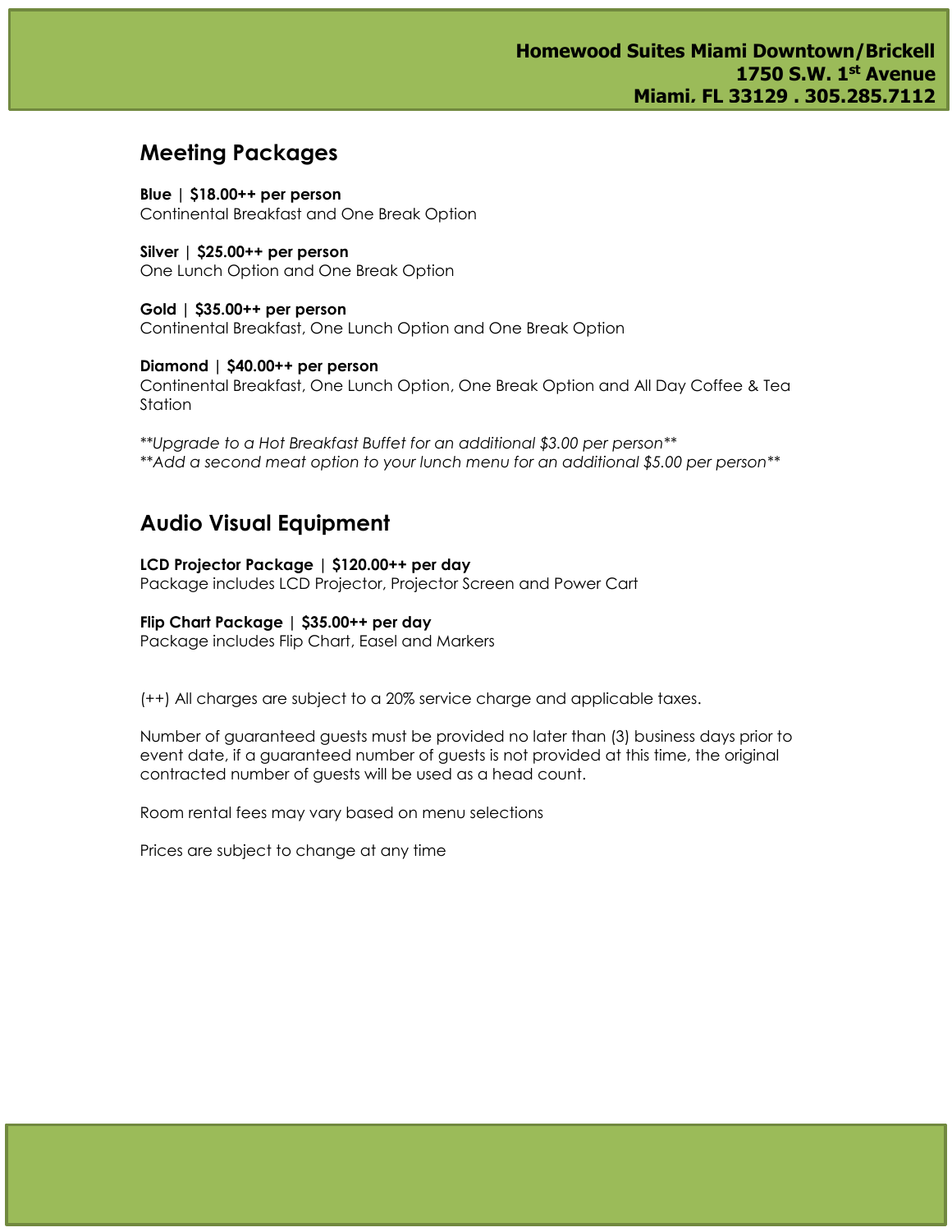## Meeting Packages

**Blue | $18.00++ per person**
Continental Breakfast and One Break Option

**Silver | $25.00++ per person**
One Lunch Option and One Break Option

**Gold | $35.00++ per person**
Continental Breakfast, One Lunch Option and One Break Option

**Diamond | $40.00++ per person**
Continental Breakfast, One Lunch Option, One Break Option and All Day Coffee & Tea Station

*\*\*Upgrade to a Hot Breakfast Buffet for an additional $3.00 per person\*\**
*\*\*Add a second meat option to your lunch menu for an additional $5.00 per person\*\**

## Audio Visual Equipment

**LCD Projector Package | $120.00++ per day**
Package includes LCD Projector, Projector Screen and Power Cart

**Flip Chart Package | $35.00++ per day**
Package includes Flip Chart, Easel and Markers

(++) All charges are subject to a 20% service charge and applicable taxes.

Number of guaranteed guests must be provided no later than (3) business days prior to event date, if a guaranteed number of guests is not provided at this time, the original contracted number of guests will be used as a head count.

Room rental fees may vary based on menu selections

Prices are subject to change at any time